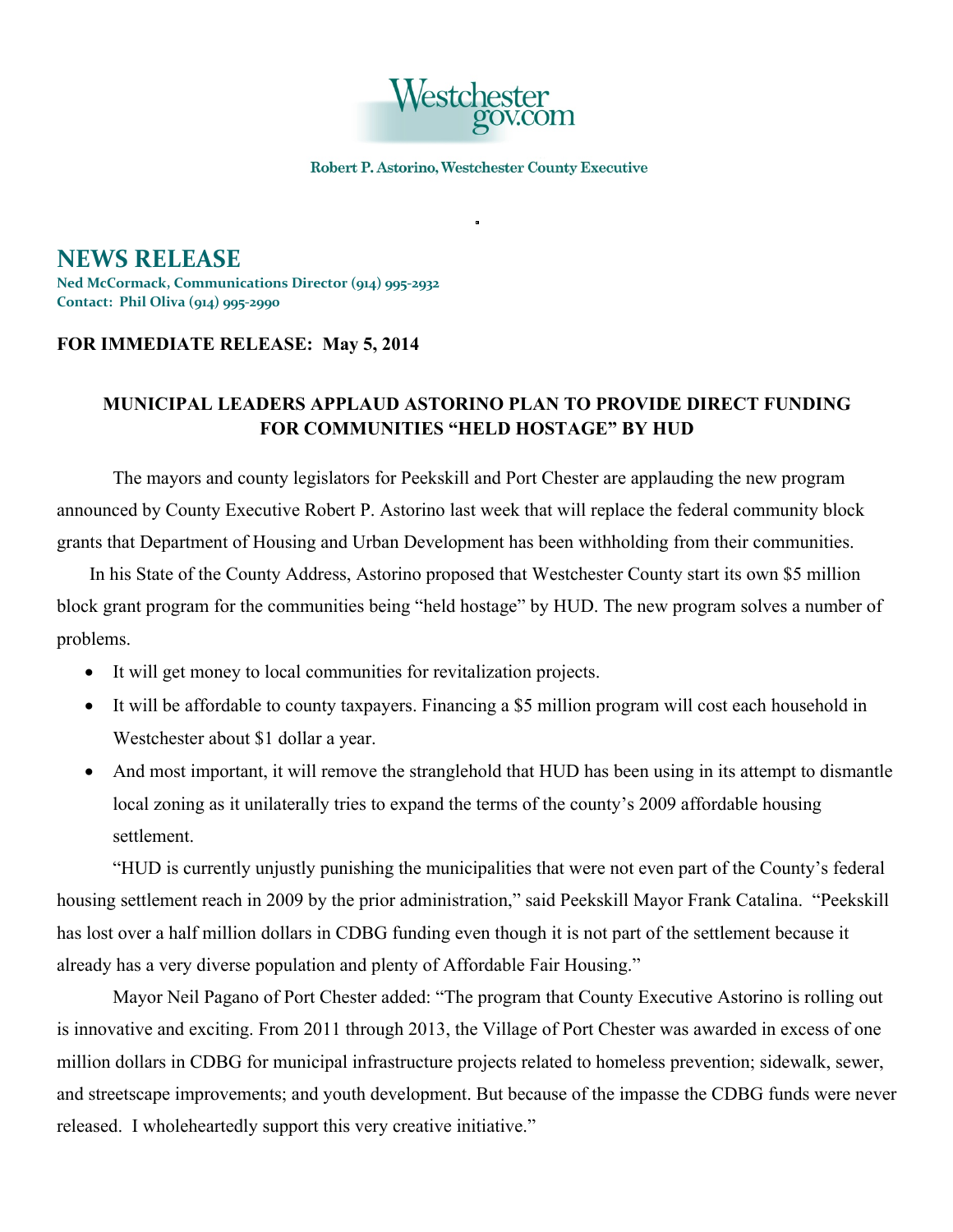Westchester gov.com

Robert P. Astorino, Westchester County Executive

# NEWS RELEASE

**Ned McCormack, Communications Director (914) 995-2932**
**Contact: Phil Oliva (914) 995-2990**

**FOR IMMEDIATE RELEASE: May 5, 2014**

## MUNICIPAL LEADERS APPLAUD ASTORINO PLAN TO PROVIDE DIRECT FUNDING FOR COMMUNITIES "HELD HOSTAGE" BY HUD

The mayors and county legislators for Peekskill and Port Chester are applauding the new program announced by County Executive Robert P. Astorino last week that will replace the federal community block grants that Department of Housing and Urban Development has been withholding from their communities.

In his State of the County Address, Astorino proposed that Westchester County start its own $5 million block grant program for the communities being "held hostage" by HUD. The new program solves a number of problems.

- It will get money to local communities for revitalization projects.
- It will be affordable to county taxpayers. Financing a $5 million program will cost each household in Westchester about $1 dollar a year.
- And most important, it will remove the stranglehold that HUD has been using in its attempt to dismantle local zoning as it unilaterally tries to expand the terms of the county's 2009 affordable housing settlement.

"HUD is currently unjustly punishing the municipalities that were not even part of the County's federal housing settlement reach in 2009 by the prior administration," said Peekskill Mayor Frank Catalina. "Peekskill has lost over a half million dollars in CDBG funding even though it is not part of the settlement because it already has a very diverse population and plenty of Affordable Fair Housing."

Mayor Neil Pagano of Port Chester added: "The program that County Executive Astorino is rolling out is innovative and exciting. From 2011 through 2013, the Village of Port Chester was awarded in excess of one million dollars in CDBG for municipal infrastructure projects related to homeless prevention; sidewalk, sewer, and streetscape improvements; and youth development. But because of the impasse the CDBG funds were never released. I wholeheartedly support this very creative initiative."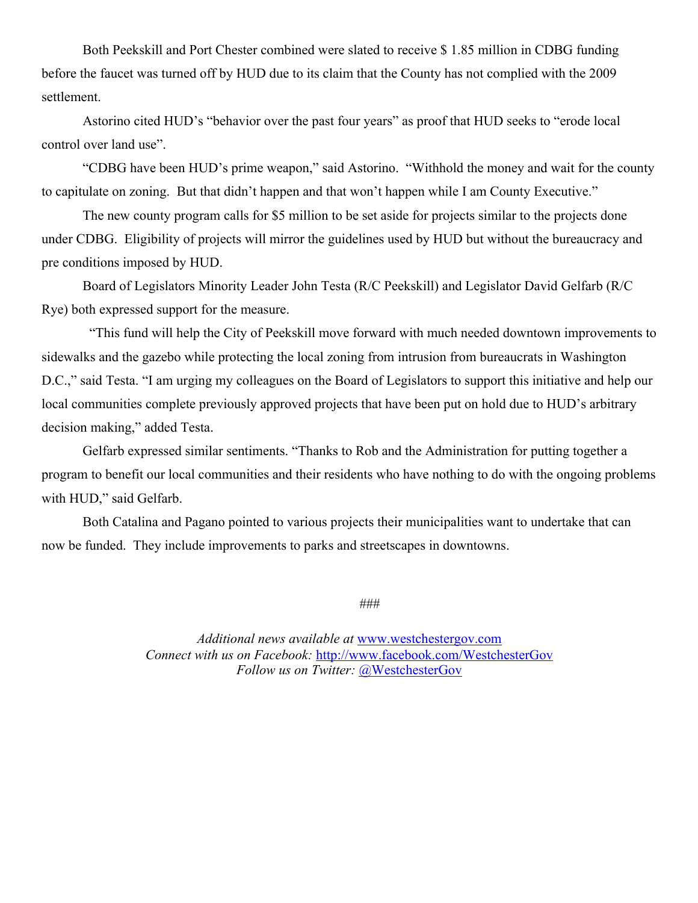Both Peekskill and Port Chester combined were slated to receive $ 1.85 million in CDBG funding before the faucet was turned off by HUD due to its claim that the County has not complied with the 2009 settlement.

Astorino cited HUD's "behavior over the past four years" as proof that HUD seeks to "erode local control over land use".

"CDBG have been HUD's prime weapon," said Astorino. "Withhold the money and wait for the county to capitulate on zoning. But that didn't happen and that won't happen while I am County Executive."

The new county program calls for $5 million to be set aside for projects similar to the projects done under CDBG. Eligibility of projects will mirror the guidelines used by HUD but without the bureaucracy and pre conditions imposed by HUD.

Board of Legislators Minority Leader John Testa (R/C Peekskill) and Legislator David Gelfarb (R/C Rye) both expressed support for the measure.

"This fund will help the City of Peekskill move forward with much needed downtown improvements to sidewalks and the gazebo while protecting the local zoning from intrusion from bureaucrats in Washington D.C.," said Testa. "I am urging my colleagues on the Board of Legislators to support this initiative and help our local communities complete previously approved projects that have been put on hold due to HUD's arbitrary decision making," added Testa.

Gelfarb expressed similar sentiments. "Thanks to Rob and the Administration for putting together a program to benefit our local communities and their residents who have nothing to do with the ongoing problems with HUD," said Gelfarb.

Both Catalina and Pagano pointed to various projects their municipalities want to undertake that can now be funded. They include improvements to parks and streetscapes in downtowns.

###

*Additional news available at* [www.westchestergov.com](http://www.westchestergov.com)
*Connect with us on Facebook:* [http://www.facebook.com/WestchesterGov](http://www.facebook.com/WestchesterGov)
*Follow us on Twitter:* [@WestchesterGov](https://twitter.com/WestchesterGov)